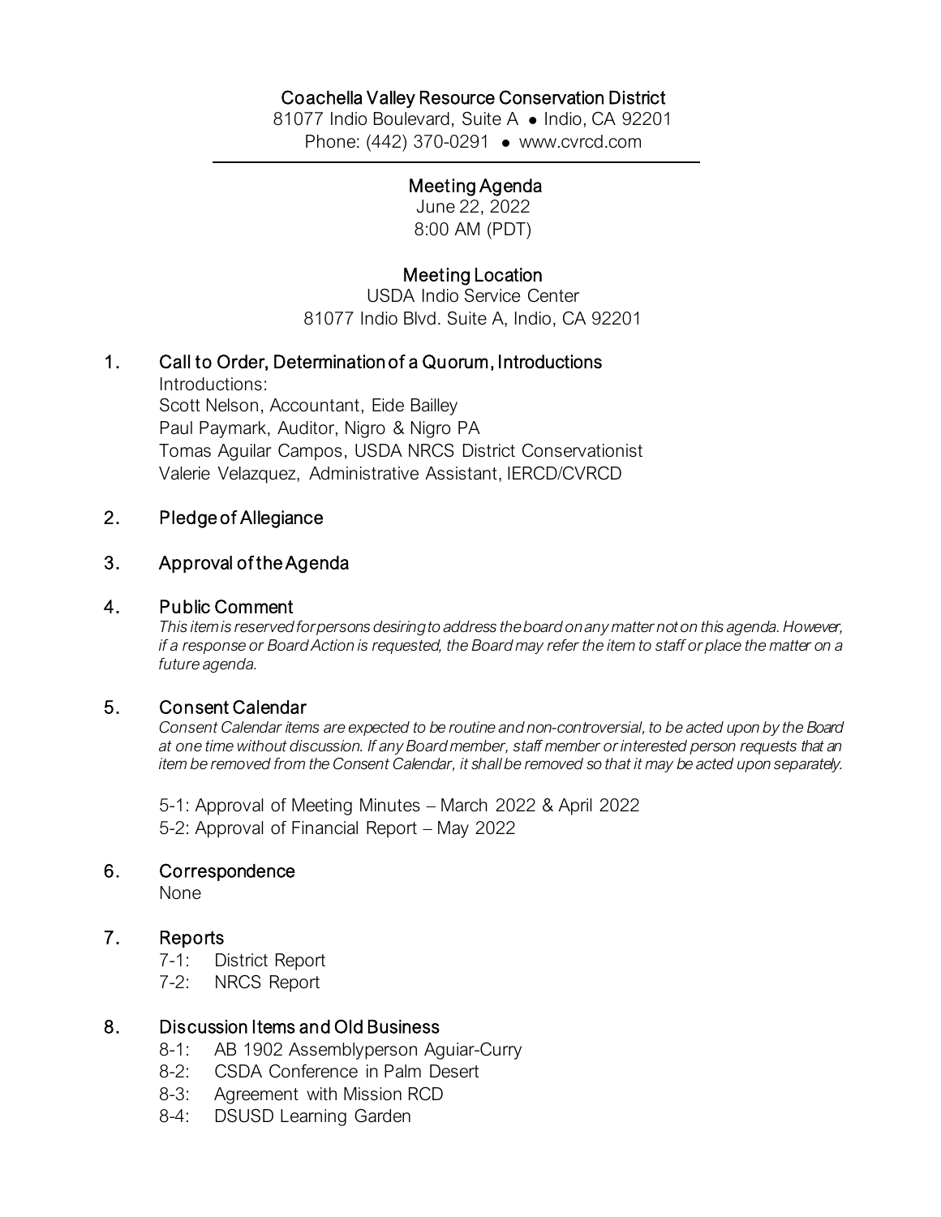# Coachella Valley Resource Conservation District

81077 Indio Boulevard, Suite A • Indio, CA 92201
Phone: (442) 370-0291 • www.cvrcd.com

---

## Meeting Agenda

June 22, 2022
8:00 AM (PDT)

## Meeting Location

USDA Indio Service Center
81077 Indio Blvd. Suite A, Indio, CA 92201

### 1. Call to Order, Determination of a Quorum, Introductions

Introductions:
Scott Nelson, Accountant, Eide Bailley
Paul Paymark, Auditor, Nigro & Nigro PA
Tomas Aguilar Campos, USDA NRCS District Conservationist
Valerie Velazquez, Administrative Assistant, IERCD/CVRCD

### 2. Pledge of Allegiance

### 3. Approval of the Agenda

### 4. Public Comment

*This item is reserved for persons desiring to address the board on any matter not on this agenda. However, if a response or Board Action is requested, the Board may refer the item to staff or place the matter on a future agenda.*

### 5. Consent Calendar

*Consent Calendar items are expected to be routine and non-controversial, to be acted upon by the Board at one time without discussion. If any Board member, staff member or interested person requests that an item be removed from the Consent Calendar, it shall be removed so that it may be acted upon separately.*

5-1: Approval of Meeting Minutes – March 2022 & April 2022
5-2: Approval of Financial Report – May 2022

### 6. Correspondence

None

### 7. Reports

- 7-1: District Report
- 7-2: NRCS Report

### 8. Discussion Items and Old Business

- 8-1: AB 1902 Assemblyperson Aguiar-Curry
- 8-2: CSDA Conference in Palm Desert
- 8-3: Agreement with Mission RCD
- 8-4: DSUSD Learning Garden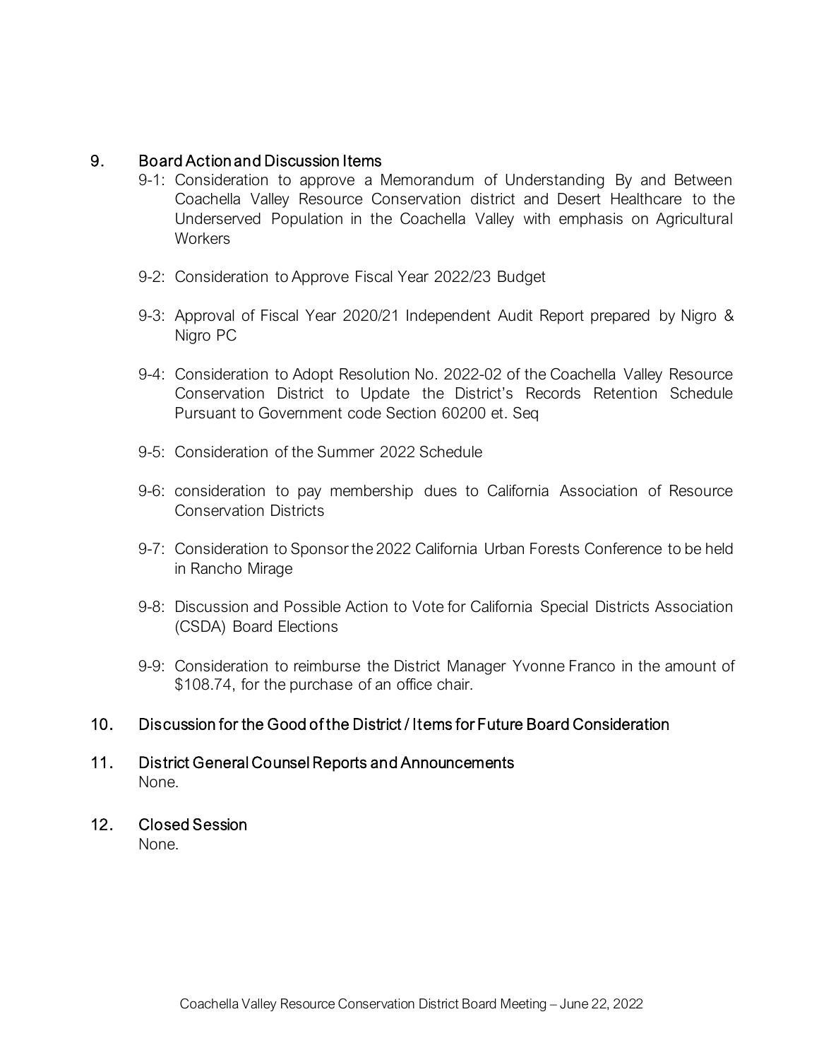## 9. Board Action and Discussion Items

9-1: Consideration to approve a Memorandum of Understanding By and Between Coachella Valley Resource Conservation district and Desert Healthcare to the Underserved Population in the Coachella Valley with emphasis on Agricultural Workers

9-2: Consideration to Approve Fiscal Year 2022/23 Budget

9-3: Approval of Fiscal Year 2020/21 Independent Audit Report prepared by Nigro & Nigro PC

9-4: Consideration to Adopt Resolution No. 2022-02 of the Coachella Valley Resource Conservation District to Update the District's Records Retention Schedule Pursuant to Government code Section 60200 et. Seq

9-5: Consideration of the Summer 2022 Schedule

9-6: consideration to pay membership dues to California Association of Resource Conservation Districts

9-7: Consideration to Sponsor the 2022 California Urban Forests Conference to be held in Rancho Mirage

9-8: Discussion and Possible Action to Vote for California Special Districts Association (CSDA) Board Elections

9-9: Consideration to reimburse the District Manager Yvonne Franco in the amount of $108.74, for the purchase of an office chair.

## 10. Discussion for the Good of the District / Items for Future Board Consideration

## 11. District General Counsel Reports and Announcements

None.

## 12. Closed Session

None.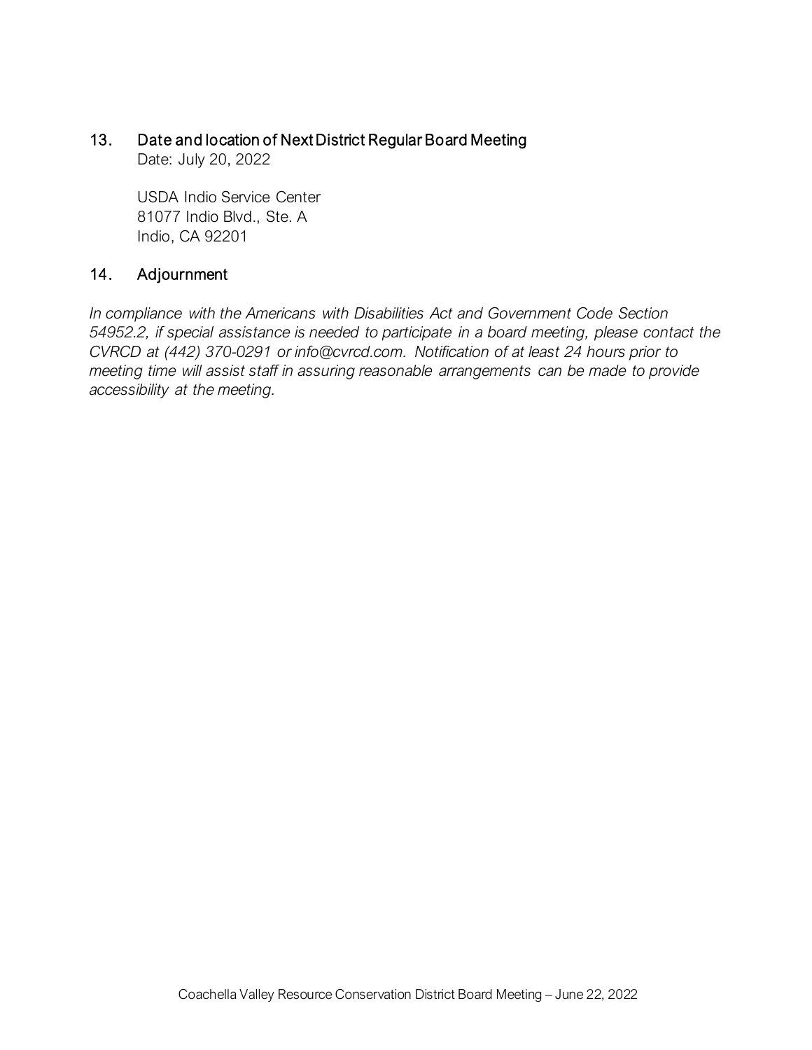## 13. Date and location of Next District Regular Board Meeting

Date: July 20, 2022

USDA Indio Service Center
81077 Indio Blvd., Ste. A
Indio, CA 92201

## 14. Adjournment

*In compliance with the Americans with Disabilities Act and Government Code Section 54952.2, if special assistance is needed to participate in a board meeting, please contact the CVRCD at (442) 370-0291 or info@cvrcd.com. Notification of at least 24 hours prior to meeting time will assist staff in assuring reasonable arrangements can be made to provide accessibility at the meeting.*